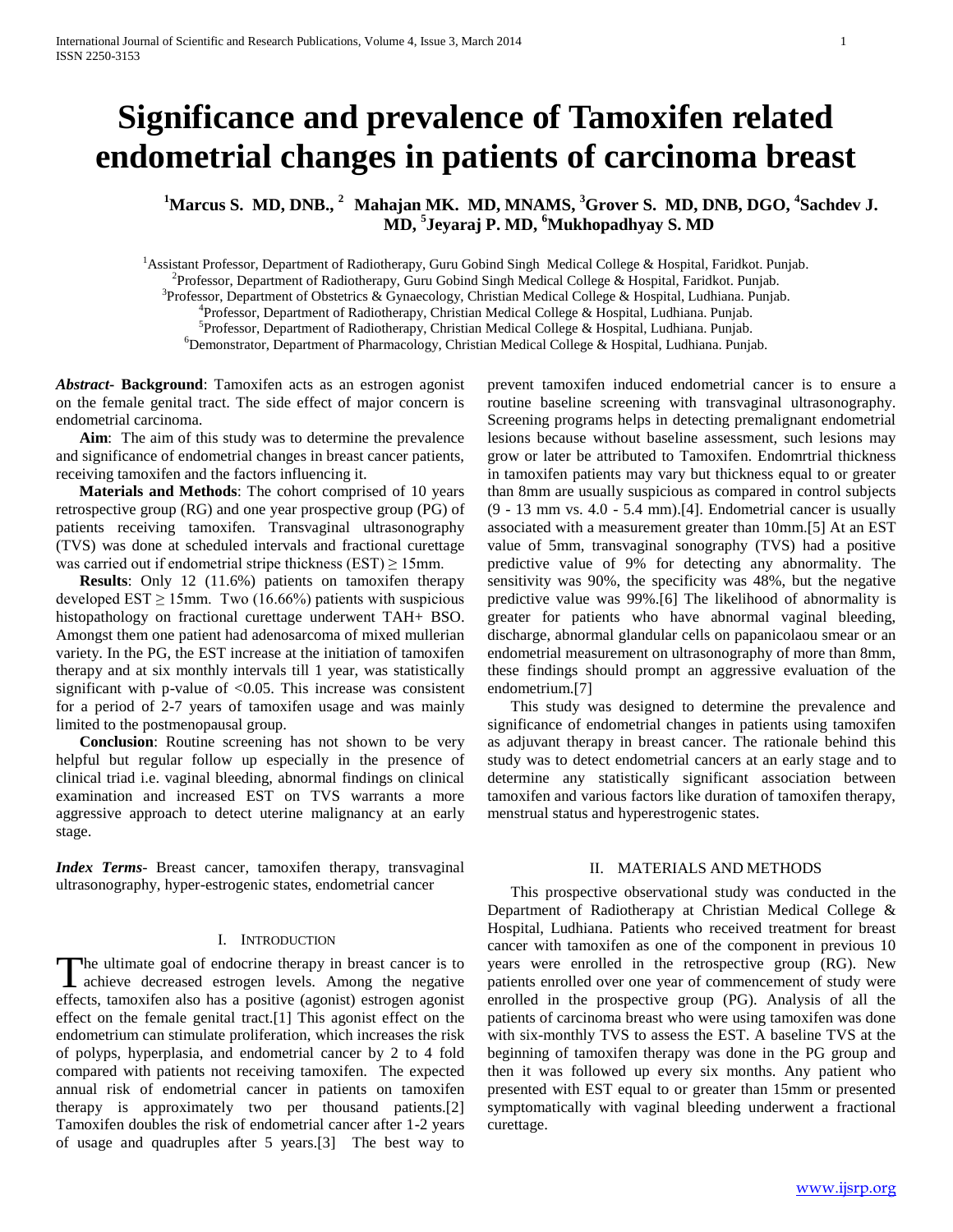# Significance and prevalence of Tamoxifen related endometrial changes in patients of carcinoma breast

**[1]Marcus S. MD, DNB., [2] Mahajan MK. MD, MNAMS, [3]Grover S. MD, DNB, DGO, [4]Sachdev J. MD, [5]Jeyaraj P. MD, [6]Mukhopadhyay S. MD**

[1]Assistant Professor, Department of Radiotherapy, Guru Gobind Singh Medical College & Hospital, Faridkot. Punjab.
[2]Professor, Department of Radiotherapy, Guru Gobind Singh Medical College & Hospital, Faridkot. Punjab.
[3]Professor, Department of Obstetrics & Gynaecology, Christian Medical College & Hospital, Ludhiana. Punjab.
[4]Professor, Department of Radiotherapy, Christian Medical College & Hospital, Ludhiana. Punjab.
[5]Professor, Department of Radiotherapy, Christian Medical College & Hospital, Ludhiana. Punjab.
[6]Demonstrator, Department of Pharmacology, Christian Medical College & Hospital, Ludhiana. Punjab.

***Abstract*- Background**: Tamoxifen acts as an estrogen agonist on the female genital tract. The side effect of major concern is endometrial carcinoma.

**Aim**: The aim of this study was to determine the prevalence and significance of endometrial changes in breast cancer patients, receiving tamoxifen and the factors influencing it.

**Materials and Methods**: The cohort comprised of 10 years retrospective group (RG) and one year prospective group (PG) of patients receiving tamoxifen. Transvaginal ultrasonography (TVS) was done at scheduled intervals and fractional curettage was carried out if endometrial stripe thickness (EST) $\geq$ 15mm.

**Results**: Only 12 (11.6%) patients on tamoxifen therapy developed EST $\geq$ 15mm. Two (16.66%) patients with suspicious histopathology on fractional curettage underwent TAH+ BSO. Amongst them one patient had adenosarcoma of mixed mullerian variety. In the PG, the EST increase at the initiation of tamoxifen therapy and at six monthly intervals till 1 year, was statistically significant with p-value of $<0.05$. This increase was consistent for a period of 2-7 years of tamoxifen usage and was mainly limited to the postmenopausal group.

**Conclusion**: Routine screening has not shown to be very helpful but regular follow up especially in the presence of clinical triad i.e. vaginal bleeding, abnormal findings on clinical examination and increased EST on TVS warrants a more aggressive approach to detect uterine malignancy at an early stage.

***Index Terms***- Breast cancer, tamoxifen therapy, transvaginal ultrasonography, hyper-estrogenic states, endometrial cancer

## I. Introduction

The ultimate goal of endocrine therapy in breast cancer is to achieve decreased estrogen levels. Among the negative effects, tamoxifen also has a positive (agonist) estrogen agonist effect on the female genital tract.[1] This agonist effect on the endometrium can stimulate proliferation, which increases the risk of polyps, hyperplasia, and endometrial cancer by 2 to 4 fold compared with patients not receiving tamoxifen. The expected annual risk of endometrial cancer in patients on tamoxifen therapy is approximately two per thousand patients.[2] Tamoxifen doubles the risk of endometrial cancer after 1-2 years of usage and quadruples after 5 years.[3] The best way to prevent tamoxifen induced endometrial cancer is to ensure a routine baseline screening with transvaginal ultrasonography. Screening programs helps in detecting premalignant endometrial lesions because without baseline assessment, such lesions may grow or later be attributed to Tamoxifen. Endomrtrial thickness in tamoxifen patients may vary but thickness equal to or greater than 8mm are usually suspicious as compared in control subjects (9 - 13 mm vs. 4.0 - 5.4 mm).[4]. Endometrial cancer is usually associated with a measurement greater than 10mm.[5] At an EST value of 5mm, transvaginal sonography (TVS) had a positive predictive value of 9% for detecting any abnormality. The sensitivity was 90%, the specificity was 48%, but the negative predictive value was 99%.[6] The likelihood of abnormality is greater for patients who have abnormal vaginal bleeding, discharge, abnormal glandular cells on papanicolaou smear or an endometrial measurement on ultrasonography of more than 8mm, these findings should prompt an aggressive evaluation of the endometrium.[7]

This study was designed to determine the prevalence and significance of endometrial changes in patients using tamoxifen as adjuvant therapy in breast cancer. The rationale behind this study was to detect endometrial cancers at an early stage and to determine any statistically significant association between tamoxifen and various factors like duration of tamoxifen therapy, menstrual status and hyperestrogenic states.

## II. Materials and Methods

This prospective observational study was conducted in the Department of Radiotherapy at Christian Medical College & Hospital, Ludhiana. Patients who received treatment for breast cancer with tamoxifen as one of the component in previous 10 years were enrolled in the retrospective group (RG). New patients enrolled over one year of commencement of study were enrolled in the prospective group (PG). Analysis of all the patients of carcinoma breast who were using tamoxifen was done with six-monthly TVS to assess the EST. A baseline TVS at the beginning of tamoxifen therapy was done in the PG group and then it was followed up every six months. Any patient who presented with EST equal to or greater than 15mm or presented symptomatically with vaginal bleeding underwent a fractional curettage.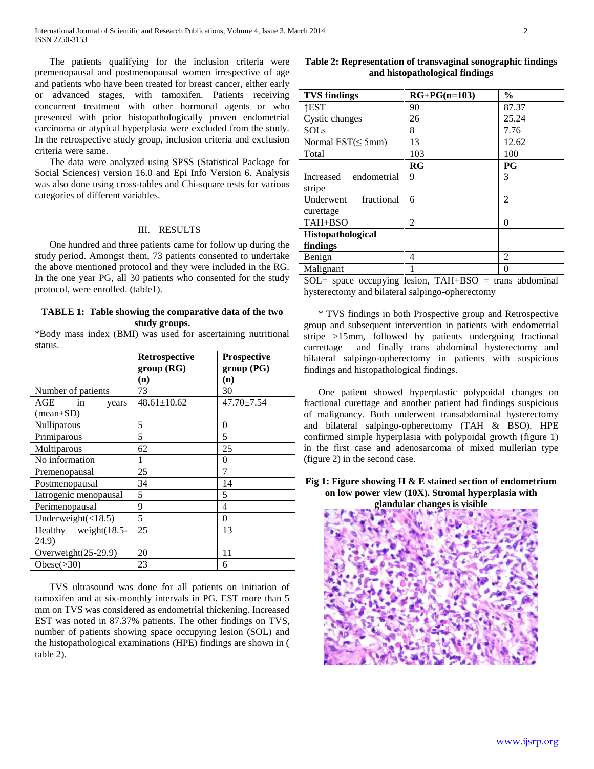The patients qualifying for the inclusion criteria were premenopausal and postmenopausal women irrespective of age and patients who have been treated for breast cancer, either early or advanced stages, with tamoxifen. Patients receiving concurrent treatment with other hormonal agents or who presented with prior histopathologically proven endometrial carcinoma or atypical hyperplasia were excluded from the study. In the retrospective study group, inclusion criteria and exclusion criteria were same.

The data were analyzed using SPSS (Statistical Package for Social Sciences) version 16.0 and Epi Info Version 6. Analysis was also done using cross-tables and Chi-square tests for various categories of different variables.

## III. RESULTS

One hundred and three patients came for follow up during the study period. Amongst them, 73 patients consented to undertake the above mentioned protocol and they were included in the RG. In the one year PG, all 30 patients who consented for the study protocol, were enrolled. (table1).

**TABLE 1: Table showing the comparative data of the two study groups.**

*Body mass index (BMI) was used for ascertaining nutritional status.

| | Retrospective group (RG) (n) | Prospective group (PG) (n) |
|---|---|---|
| Number of patients | 73 | 30 |
| AGE in years (mean±SD) | 48.61±10.62 | 47.70±7.54 |
| Nulliparous | 5 | 0 |
| Primiparous | 5 | 5 |
| Multiparous | 62 | 25 |
| No information | 1 | 0 |
| Premenopausal | 25 | 7 |
| Postmenopausal | 34 | 14 |
| Iatrogenic menopausal | 5 | 5 |
| Perimenopausal | 9 | 4 |
| Underweight(<18.5) | 5 | 0 |
| Healthy weight(18.5-24.9) | 25 | 13 |
| Overweight(25-29.9) | 20 | 11 |
| Obese(>30) | 23 | 6 |

TVS ultrasound was done for all patients on initiation of tamoxifen and at six-monthly intervals in PG. EST more than 5 mm on TVS was considered as endometrial thickening. Increased EST was noted in 87.37% patients. The other findings on TVS, number of patients showing space occupying lesion (SOL) and the histopathological examinations (HPE) findings are shown in ( table 2).

**Table 2: Representation of transvaginal sonographic findings and histopathological findings**

| TVS findings | RG+PG(n=103) | % |
|---|---|---|
| ↑EST | 90 | 87.37 |
| Cystic changes | 26 | 25.24 |
| SOLs | 8 | 7.76 |
| Normal EST(≤ 5mm) | 13 | 12.62 |
| Total | 103 | 100 |
| | **RG** | **PG** |
| Increased endometrial stripe | 9 | 3 |
| Underwent fractional curettage | 6 | 2 |
| TAH+BSO | 2 | 0 |
| **Histopathological findings** | | |
| Benign | 4 | 2 |
| Malignant | 1 | 0 |

SOL= space occupying lesion, TAH+BSO = trans abdominal hysterectomy and bilateral salpingo-opherectomy

* TVS findings in both Prospective group and Retrospective group and subsequent intervention in patients with endometrial stripe >15mm, followed by patients undergoing fractional currettage and finally trans abdominal hysterectomy and bilateral salpingo-opherectomy in patients with suspicious findings and histopathological findings.

One patient showed hyperplastic polypoidal changes on fractional curettage and another patient had findings suspicious of malignancy. Both underwent transabdominal hysterectomy and bilateral salpingo-opherectomy (TAH & BSO). HPE confirmed simple hyperplasia with polypoidal growth (figure 1) in the first case and adenosarcoma of mixed mullerian type (figure 2) in the second case.

**Fig 1: Figure showing H & E stained section of endometrium on low power view (10X). Stromal hyperplasia with glandular changes is visible**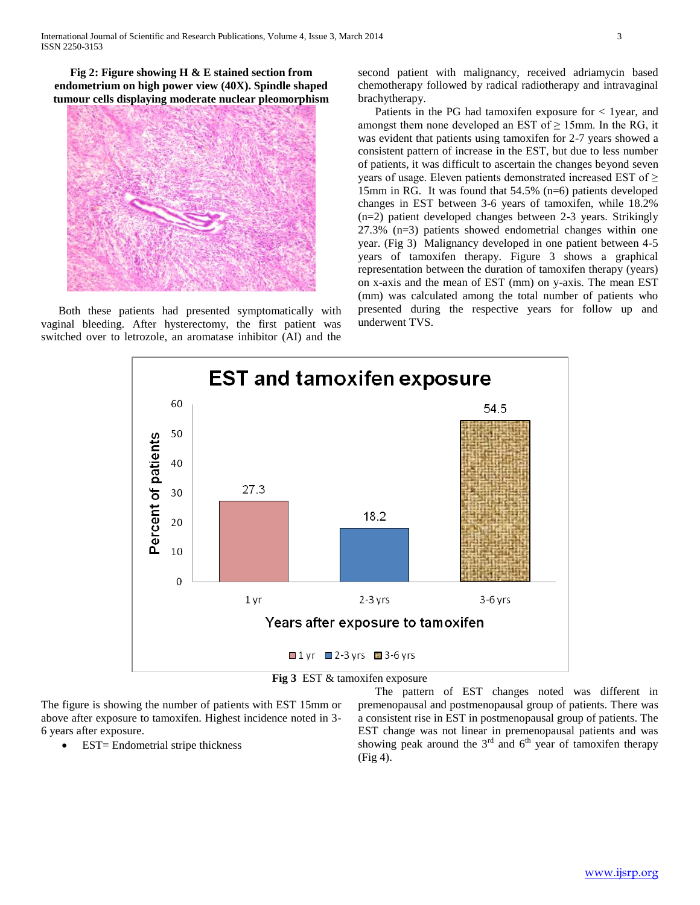**Fig 2: Figure showing H & E stained section from endometrium on high power view (40X). Spindle shaped tumour cells displaying moderate nuclear pleomorphism**

Both these patients had presented symptomatically with vaginal bleeding. After hysterectomy, the first patient was switched over to letrozole, an aromatase inhibitor (AI) and the second patient with malignancy, received adriamycin based chemotherapy followed by radical radiotherapy and intravaginal brachytherapy.

Patients in the PG had tamoxifen exposure for < 1year, and amongst them none developed an EST of ≥ 15mm. In the RG, it was evident that patients using tamoxifen for 2-7 years showed a consistent pattern of increase in the EST, but due to less number of patients, it was difficult to ascertain the changes beyond seven years of usage. Eleven patients demonstrated increased EST of ≥ 15mm in RG. It was found that 54.5% (n=6) patients developed changes in EST between 3-6 years of tamoxifen, while 18.2% (n=2) patient developed changes between 2-3 years. Strikingly 27.3% (n=3) patients showed endometrial changes within one year. (Fig 3) Malignancy developed in one patient between 4-5 years of tamoxifen therapy. Figure 3 shows a graphical representation between the duration of tamoxifen therapy (years) on x-axis and the mean of EST (mm) on y-axis. The mean EST (mm) was calculated among the total number of patients who presented during the respective years for follow up and underwent TVS.

**Fig 3** EST & tamoxifen exposure

The figure is showing the number of patients with EST 15mm or above after exposure to tamoxifen. Highest incidence noted in 3-6 years after exposure.

- EST= Endometrial stripe thickness

The pattern of EST changes noted was different in premenopausal and postmenopausal group of patients. There was a consistent rise in EST in postmenopausal group of patients. The EST change was not linear in premenopausal patients and was showing peak around the 3rd and 6th year of tamoxifen therapy (Fig 4).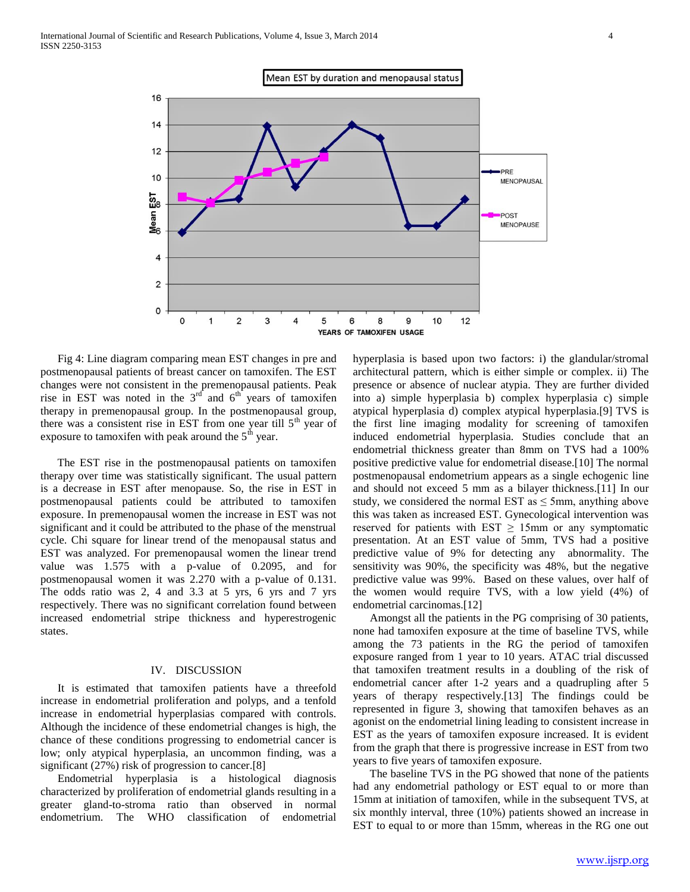Fig 4: Line diagram comparing mean EST changes in pre and postmenopausal patients of breast cancer on tamoxifen. The EST changes were not consistent in the premenopausal patients. Peak rise in EST was noted in the 3rd and 6th years of tamoxifen therapy in premenopausal group. In the postmenopausal group, there was a consistent rise in EST from one year till 5th year of exposure to tamoxifen with peak around the 5th year.

The EST rise in the postmenopausal patients on tamoxifen therapy over time was statistically significant. The usual pattern is a decrease in EST after menopause. So, the rise in EST in postmenopausal patients could be attributed to tamoxifen exposure. In premenopausal women the increase in EST was not significant and it could be attributed to the phase of the menstrual cycle. Chi square for linear trend of the menopausal status and EST was analyzed. For premenopausal women the linear trend value was 1.575 with a p-value of 0.2095, and for postmenopausal women it was 2.270 with a p-value of 0.131. The odds ratio was 2, 4 and 3.3 at 5 yrs, 6 yrs and 7 yrs respectively. There was no significant correlation found between increased endometrial stripe thickness and hyperestrogenic states.

## IV. DISCUSSION

It is estimated that tamoxifen patients have a threefold increase in endometrial proliferation and polyps, and a tenfold increase in endometrial hyperplasias compared with controls. Although the incidence of these endometrial changes is high, the chance of these conditions progressing to endometrial cancer is low; only atypical hyperplasia, an uncommon finding, was a significant (27%) risk of progression to cancer.[8]

Endometrial hyperplasia is a histological diagnosis characterized by proliferation of endometrial glands resulting in a greater gland-to-stroma ratio than observed in normal endometrium. The WHO classification of endometrial hyperplasia is based upon two factors: i) the glandular/stromal architectural pattern, which is either simple or complex. ii) The presence or absence of nuclear atypia. They are further divided into a) simple hyperplasia b) complex hyperplasia c) simple atypical hyperplasia d) complex atypical hyperplasia.[9] TVS is the first line imaging modality for screening of tamoxifen induced endometrial hyperplasia. Studies conclude that an endometrial thickness greater than 8mm on TVS had a 100% positive predictive value for endometrial disease.[10] The normal postmenopausal endometrium appears as a single echogenic line and should not exceed 5 mm as a bilayer thickness.[11] In our study, we considered the normal EST as ≤ 5mm, anything above this was taken as increased EST. Gynecological intervention was reserved for patients with EST ≥ 15mm or any symptomatic presentation. At an EST value of 5mm, TVS had a positive predictive value of 9% for detecting any abnormality. The sensitivity was 90%, the specificity was 48%, but the negative predictive value was 99%. Based on these values, over half of the women would require TVS, with a low yield (4%) of endometrial carcinomas.[12]

Amongst all the patients in the PG comprising of 30 patients, none had tamoxifen exposure at the time of baseline TVS, while among the 73 patients in the RG the period of tamoxifen exposure ranged from 1 year to 10 years. ATAC trial discussed that tamoxifen treatment results in a doubling of the risk of endometrial cancer after 1-2 years and a quadrupling after 5 years of therapy respectively.[13] The findings could be represented in figure 3, showing that tamoxifen behaves as an agonist on the endometrial lining leading to consistent increase in EST as the years of tamoxifen exposure increased. It is evident from the graph that there is progressive increase in EST from two years to five years of tamoxifen exposure.

The baseline TVS in the PG showed that none of the patients had any endometrial pathology or EST equal to or more than 15mm at initiation of tamoxifen, while in the subsequent TVS, at six monthly interval, three (10%) patients showed an increase in EST to equal to or more than 15mm, whereas in the RG one out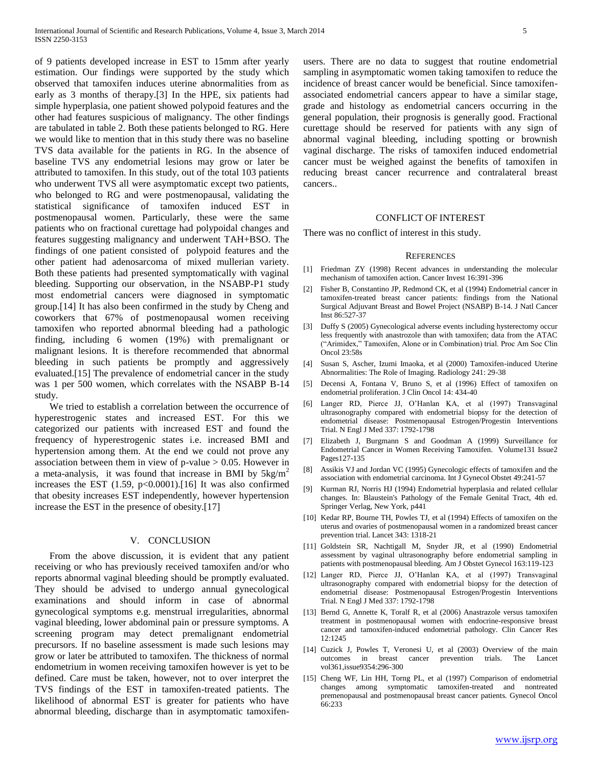of 9 patients developed increase in EST to 15mm after yearly estimation. Our findings were supported by the study which observed that tamoxifen induces uterine abnormalities from as early as 3 months of therapy.[3] In the HPE, six patients had simple hyperplasia, one patient showed polypoid features and the other had features suspicious of malignancy. The other findings are tabulated in table 2. Both these patients belonged to RG. Here we would like to mention that in this study there was no baseline TVS data available for the patients in RG. In the absence of baseline TVS any endometrial lesions may grow or later be attributed to tamoxifen. In this study, out of the total 103 patients who underwent TVS all were asymptomatic except two patients, who belonged to RG and were postmenopausal, validating the statistical significance of tamoxifen induced EST in postmenopausal women. Particularly, these were the same patients who on fractional curettage had polypoidal changes and features suggesting malignancy and underwent TAH+BSO. The findings of one patient consisted of polypoid features and the other patient had adenosarcoma of mixed mullerian variety. Both these patients had presented symptomatically with vaginal bleeding. Supporting our observation, in the NSABP-P1 study most endometrial cancers were diagnosed in symptomatic group.[14] It has also been confirmed in the study by Cheng and coworkers that 67% of postmenopausal women receiving tamoxifen who reported abnormal bleeding had a pathologic finding, including 6 women (19%) with premalignant or malignant lesions. It is therefore recommended that abnormal bleeding in such patients be promptly and aggressively evaluated.[15] The prevalence of endometrial cancer in the study was 1 per 500 women, which correlates with the NSABP B-14 study.

We tried to establish a correlation between the occurrence of hyperestrogenic states and increased EST. For this we categorized our patients with increased EST and found the frequency of hyperestrogenic states i.e. increased BMI and hypertension among them. At the end we could not prove any association between them in view of p-value $> 0.05$. However in a meta-analysis, it was found that increase in BMI by $5kg/m^2$ increases the EST (1.59, $p<0.0001$).[16] It was also confirmed that obesity increases EST independently, however hypertension increase the EST in the presence of obesity.[17]

## V. CONCLUSION

From the above discussion, it is evident that any patient receiving or who has previously received tamoxifen and/or who reports abnormal vaginal bleeding should be promptly evaluated. They should be advised to undergo annual gynecological examinations and should inform in case of abnormal gynecological symptoms e.g. menstrual irregularities, abnormal vaginal bleeding, lower abdominal pain or pressure symptoms. A screening program may detect premalignant endometrial precursors. If no baseline assessment is made such lesions may grow or later be attributed to tamoxifen. The thickness of normal endometrium in women receiving tamoxifen however is yet to be defined. Care must be taken, however, not to over interpret the TVS findings of the EST in tamoxifen-treated patients. The likelihood of abnormal EST is greater for patients who have abnormal bleeding, discharge than in asymptomatic tamoxifen-users. There are no data to suggest that routine endometrial sampling in asymptomatic women taking tamoxifen to reduce the incidence of breast cancer would be beneficial. Since tamoxifen-associated endometrial cancers appear to have a similar stage, grade and histology as endometrial cancers occurring in the general population, their prognosis is generally good. Fractional curettage should be reserved for patients with any sign of abnormal vaginal bleeding, including spotting or brownish vaginal discharge. The risks of tamoxifen induced endometrial cancer must be weighed against the benefits of tamoxifen in reducing breast cancer recurrence and contralateral breast cancers..

## CONFLICT OF INTEREST

There was no conflict of interest in this study.

## REFERENCES

[1] Friedman ZY (1998) Recent advances in understanding the molecular mechanism of tamoxifen action. Cancer Invest 16:391-396

[2] Fisher B, Constantino JP, Redmond CK, et al (1994) Endometrial cancer in tamoxifen-treated breast cancer patients: findings from the National Surgical Adjuvant Breast and Bowel Project (NSABP) B-14. J Natl Cancer Inst 86:527-37

[3] Duffy S (2005) Gynecological adverse events including hysterectomy occur less frequently with anastrozole than with tamoxifen; data from the ATAC ("Arimidex," Tamoxifen, Alone or in Combination) trial. Proc Am Soc Clin Oncol 23:58s

[4] Susan S, Ascher, Izumi Imaoka, et al (2000) Tamoxifen-induced Uterine Abnormalities: The Role of Imaging. Radiology 241: 29-38

[5] Decensi A, Fontana V, Bruno S, et al (1996) Effect of tamoxifen on endometrial proliferation. J Clin Oncol 14: 434-40

[6] Langer RD, Pierce JJ, O'Hanlan KA, et al (1997) Transvaginal ultrasonography compared with endometrial biopsy for the detection of endometrial disease: Postmenopausal Estrogen/Progestin Interventions Trial. N Engl J Med 337: 1792-1798

[7] Elizabeth J, Burgmann S and Goodman A (1999) Surveillance for Endometrial Cancer in Women Receiving Tamoxifen. Volume131 Issue2 Pages127-135

[8] Assikis VJ and Jordan VC (1995) Gynecologic effects of tamoxifen and the association with endometrial carcinoma. Int J Gynecol Obstet 49:241-57

[9] Kurman RJ, Norris HJ (1994) Endometrial hyperplasia and related cellular changes. In: Blaustein's Pathology of the Female Genital Tract, 4th ed. Springer Verlag, New York, p441

[10] Kedar RP, Bourne TH, Powles TJ, et al (1994) Effects of tamoxifen on the uterus and ovaries of postmenopausal women in a randomized breast cancer prevention trial. Lancet 343: 1318-21

[11] Goldstein SR, Nachtigall M, Snyder JR, et al (1990) Endometrial assessment by vaginal ultrasonography before endometrial sampling in patients with postmenopausal bleeding. Am J Obstet Gynecol 163:119-123

[12] Langer RD, Pierce JJ, O'Hanlan KA, et al (1997) Transvaginal ultrasonography compared with endometrial biopsy for the detection of endometrial disease: Postmenopausal Estrogen/Progestin Interventions Trial. N Engl J Med 337: 1792-1798

[13] Bernd G, Annette K, Toralf R, et al (2006) Anastrazole versus tamoxifen treatment in postmenopausal women with endocrine-responsive breast cancer and tamoxifen-induced endometrial pathology. Clin Cancer Res 12:1245

[14] Cuzick J, Powles T, Veronesi U, et al (2003) Overview of the main outcomes in breast cancer prevention trials. The Lancet vol361,issue9354:296-300

[15] Cheng WF, Lin HH, Torng PL, et al (1997) Comparison of endometrial changes among symptomatic tamoxifen-treated and nontreated premenopausal and postmenopausal breast cancer patients. Gynecol Oncol 66:233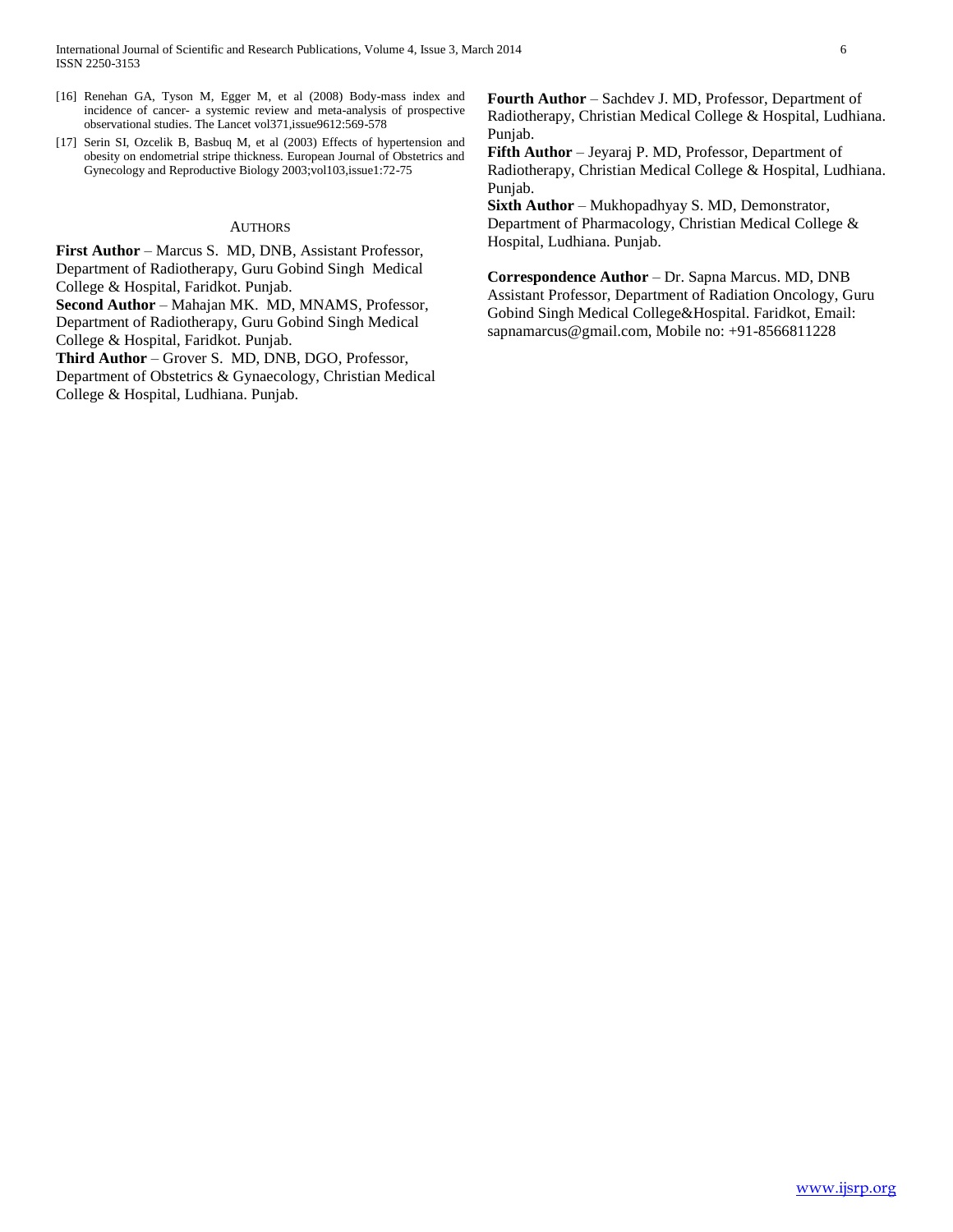[16] Renehan GA, Tyson M, Egger M, et al (2008) Body-mass index and incidence of cancer- a systemic review and meta-analysis of prospective observational studies. The Lancet vol371,issue9612:569-578

[17] Serin SI, Ozcelik B, Basbuq M, et al (2003) Effects of hypertension and obesity on endometrial stripe thickness. European Journal of Obstetrics and Gynecology and Reproductive Biology 2003;vol103,issue1:72-75

## AUTHORS

**First Author** – Marcus S. MD, DNB, Assistant Professor, Department of Radiotherapy, Guru Gobind Singh Medical College & Hospital, Faridkot. Punjab.

**Second Author** – Mahajan MK. MD, MNAMS, Professor, Department of Radiotherapy, Guru Gobind Singh Medical College & Hospital, Faridkot. Punjab.

**Third Author** – Grover S. MD, DNB, DGO, Professor, Department of Obstetrics & Gynaecology, Christian Medical College & Hospital, Ludhiana. Punjab.

**Fourth Author** – Sachdev J. MD, Professor, Department of Radiotherapy, Christian Medical College & Hospital, Ludhiana. Punjab.

**Fifth Author** – Jeyaraj P. MD, Professor, Department of Radiotherapy, Christian Medical College & Hospital, Ludhiana. Punjab.

**Sixth Author** – Mukhopadhyay S. MD, Demonstrator, Department of Pharmacology, Christian Medical College & Hospital, Ludhiana. Punjab.

**Correspondence Author** – Dr. Sapna Marcus. MD, DNB Assistant Professor, Department of Radiation Oncology, Guru Gobind Singh Medical College&Hospital. Faridkot, Email: sapnamarcus@gmail.com, Mobile no: +91-8566811228